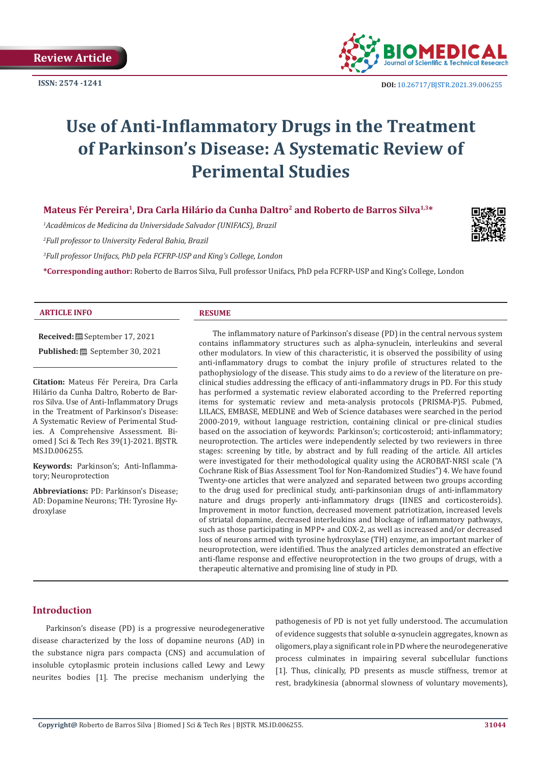Review Article

ISSN: 2574 -1241

DOI: 10.26717/BJSTR.2021.39.006255

# Use of Anti-Inflammatory Drugs in the Treatment of Parkinson's Disease: A Systematic Review of Perimental Studies

**Mateus Fér Pereira[1], Dra Carla Hilário da Cunha Daltro[2] and Roberto de Barros Silva[1,3]***

*[1]Acadêmicos de Medicina da Universidade Salvador (UNIFACS), Brazil*

*[2]Full professor to University Federal Bahia, Brazil*

*[3]Full professor Unifacs, PhD pela FCFRP-USP and King's College, London*

**\*Corresponding author:** Roberto de Barros Silva, Full professor Unifacs, PhD pela FCFRP-USP and King's College, London

### ARTICLE INFO

**Received:** September 17, 2021

**Published:** September 30, 2021

**Citation:** Mateus Fér Pereira, Dra Carla Hilário da Cunha Daltro, Roberto de Barros Silva. Use of Anti-Inflammatory Drugs in the Treatment of Parkinson's Disease: A Systematic Review of Perimental Studies. A Comprehensive Assessment. Biomed J Sci & Tech Res 39(1)-2021. BJSTR. MS.ID.006255.

**Keywords:** Parkinson's; Anti-Inflammatory; Neuroprotection

**Abbreviations:** PD: Parkinson's Disease; AD: Dopamine Neurons; TH: Tyrosine Hydroxylase

### RESUME

The inflammatory nature of Parkinson's disease (PD) in the central nervous system contains inflammatory structures such as alpha-synuclein, interleukins and several other modulators. In view of this characteristic, it is observed the possibility of using anti-inflammatory drugs to combat the injury profile of structures related to the pathophysiology of the disease. This study aims to do a review of the literature on pre-clinical studies addressing the efficacy of anti-inflammatory drugs in PD. For this study has performed a systematic review elaborated according to the Preferred reporting items for systematic review and meta-analysis protocols (PRISMA-P)5. Pubmed, LILACS, EMBASE, MEDLINE and Web of Science databases were searched in the period 2000-2019, without language restriction, containing clinical or pre-clinical studies based on the association of keywords: Parkinson's; corticosteroid; anti-inflammatory; neuroprotection. The articles were independently selected by two reviewers in three stages: screening by title, by abstract and by full reading of the article. All articles were investigated for their methodological quality using the ACROBAT-NRSI scale ("A Cochrane Risk of Bias Assessment Tool for Non-Randomized Studies") 4. We have found Twenty-one articles that were analyzed and separated between two groups according to the drug used for preclinical study, anti-parkinsonian drugs of anti-inflammatory nature and drugs properly anti-inflammatory drugs (IINES and corticosteroids). Improvement in motor function, decreased movement patriotization, increased levels of striatal dopamine, decreased interleukins and blockage of inflammatory pathways, such as those participating in MPP+ and COX-2, as well as increased and/or decreased loss of neurons armed with tyrosine hydroxylase (TH) enzyme, an important marker of neuroprotection, were identified. Thus the analyzed articles demonstrated an effective anti-flame response and effective neuroprotection in the two groups of drugs, with a therapeutic alternative and promising line of study in PD.

## Introduction

Parkinson's disease (PD) is a progressive neurodegenerative disease characterized by the loss of dopamine neurons (AD) in the substance nigra pars compacta (CNS) and accumulation of insoluble cytoplasmic protein inclusions called Lewy and Lewy neurites bodies [1]. The precise mechanism underlying the pathogenesis of PD is not yet fully understood. The accumulation of evidence suggests that soluble α-synuclein aggregates, known as oligomers, play a significant role in PD where the neurodegenerative process culminates in impairing several subcellular functions [1]. Thus, clinically, PD presents as muscle stiffness, tremor at rest, bradykinesia (abnormal slowness of voluntary movements),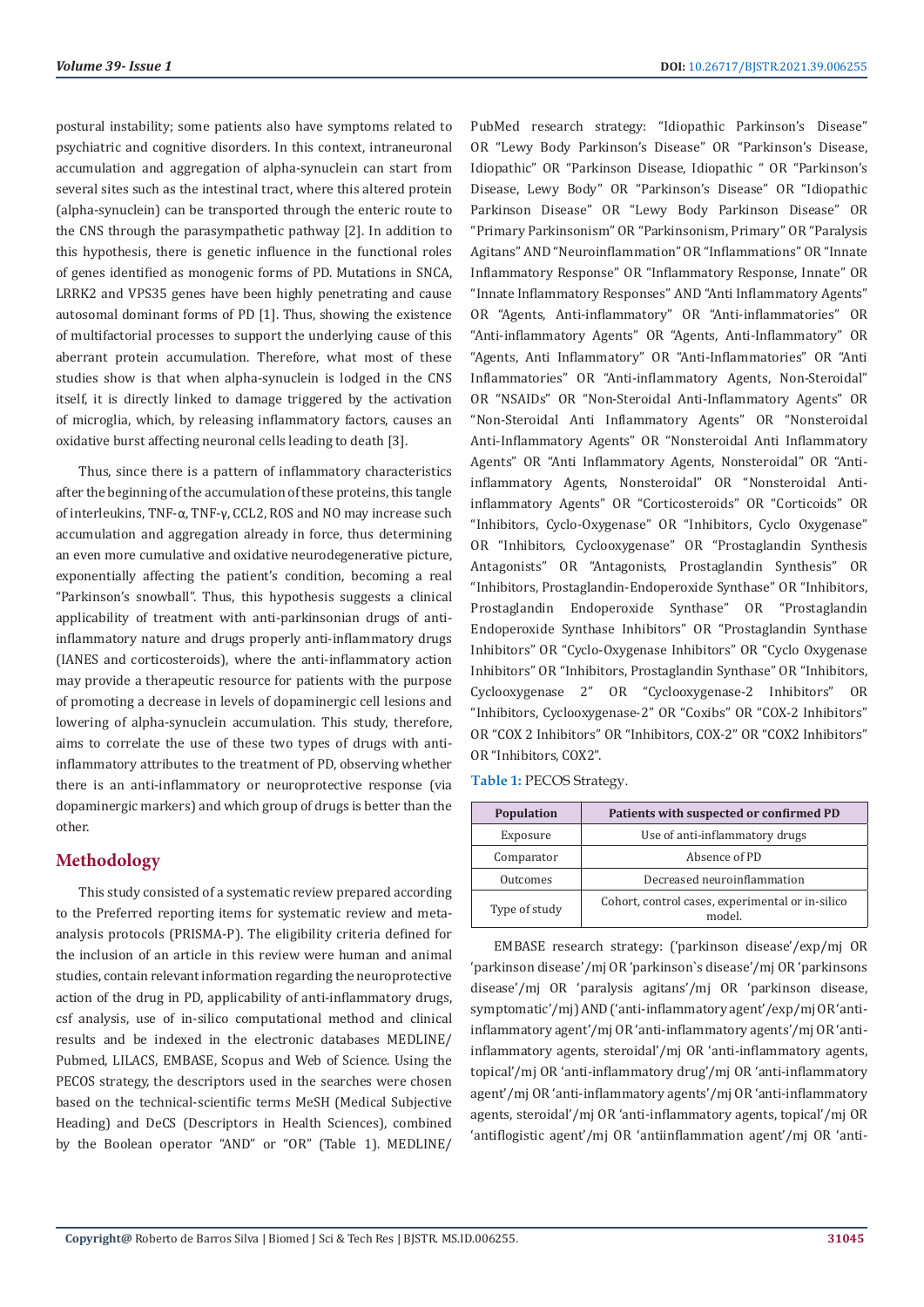postural instability; some patients also have symptoms related to psychiatric and cognitive disorders. In this context, intraneuronal accumulation and aggregation of alpha-synuclein can start from several sites such as the intestinal tract, where this altered protein (alpha-synuclein) can be transported through the enteric route to the CNS through the parasympathetic pathway [2]. In addition to this hypothesis, there is genetic influence in the functional roles of genes identified as monogenic forms of PD. Mutations in SNCA, LRRK2 and VPS35 genes have been highly penetrating and cause autosomal dominant forms of PD [1]. Thus, showing the existence of multifactorial processes to support the underlying cause of this aberrant protein accumulation. Therefore, what most of these studies show is that when alpha-synuclein is lodged in the CNS itself, it is directly linked to damage triggered by the activation of microglia, which, by releasing inflammatory factors, causes an oxidative burst affecting neuronal cells leading to death [3].

Thus, since there is a pattern of inflammatory characteristics after the beginning of the accumulation of these proteins, this tangle of interleukins, TNF-α, TNF-γ, CCL2, ROS and NO may increase such accumulation and aggregation already in force, thus determining an even more cumulative and oxidative neurodegenerative picture, exponentially affecting the patient's condition, becoming a real "Parkinson's snowball". Thus, this hypothesis suggests a clinical applicability of treatment with anti-parkinsonian drugs of anti-inflammatory nature and drugs properly anti-inflammatory drugs (IANES and corticosteroids), where the anti-inflammatory action may provide a therapeutic resource for patients with the purpose of promoting a decrease in levels of dopaminergic cell lesions and lowering of alpha-synuclein accumulation. This study, therefore, aims to correlate the use of these two types of drugs with anti-inflammatory attributes to the treatment of PD, observing whether there is an anti-inflammatory or neuroprotective response (via dopaminergic markers) and which group of drugs is better than the other.

## Methodology

This study consisted of a systematic review prepared according to the Preferred reporting items for systematic review and meta-analysis protocols (PRISMA-P). The eligibility criteria defined for the inclusion of an article in this review were human and animal studies, contain relevant information regarding the neuroprotective action of the drug in PD, applicability of anti-inflammatory drugs, csf analysis, use of in-silico computational method and clinical results and be indexed in the electronic databases MEDLINE/Pubmed, LILACS, EMBASE, Scopus and Web of Science. Using the PECOS strategy, the descriptors used in the searches were chosen based on the technical-scientific terms MeSH (Medical Subjective Heading) and DeCS (Descriptors in Health Sciences), combined by the Boolean operator "AND" or "OR" (Table 1). MEDLINE/PubMed research strategy: "Idiopathic Parkinson's Disease" OR "Lewy Body Parkinson's Disease" OR "Parkinson's Disease, Idiopathic" OR "Parkinson Disease, Idiopathic " OR "Parkinson's Disease, Lewy Body" OR "Parkinson's Disease" OR "Idiopathic Parkinson Disease" OR "Lewy Body Parkinson Disease" OR "Primary Parkinsonism" OR "Parkinsonism, Primary" OR "Paralysis Agitans" AND "Neuroinflammation" OR "Inflammations" OR "Innate Inflammatory Response" OR "Inflammatory Response, Innate" OR "Innate Inflammatory Responses" AND "Anti Inflammatory Agents" OR "Agents, Anti-inflammatory" OR "Anti-inflammatories" OR "Anti-inflammatory Agents" OR "Agents, Anti-Inflammatory" OR "Agents, Anti Inflammatory" OR "Anti-Inflammatories" OR "Anti Inflammatories" OR "Anti-inflammatory Agents, Non-Steroidal" OR "NSAIDs" OR "Non-Steroidal Anti-Inflammatory Agents" OR "Non-Steroidal Anti Inflammatory Agents" OR "Nonsteroidal Anti-Inflammatory Agents" OR "Nonsteroidal Anti Inflammatory Agents" OR "Anti Inflammatory Agents, Nonsteroidal" OR "Anti-inflammatory Agents, Nonsteroidal" OR "Nonsteroidal Anti-inflammatory Agents" OR "Corticosteroids" OR "Corticoids" OR "Inhibitors, Cyclo-Oxygenase" OR "Inhibitors, Cyclo Oxygenase" OR "Inhibitors, Cyclooxygenase" OR "Prostaglandin Synthesis Antagonists" OR "Antagonists, Prostaglandin Synthesis" OR "Inhibitors, Prostaglandin-Endoperoxide Synthase" OR "Inhibitors, Prostaglandin Endoperoxide Synthase" OR "Prostaglandin Endoperoxide Synthase Inhibitors" OR "Prostaglandin Synthase Inhibitors" OR "Cyclo-Oxygenase Inhibitors" OR "Cyclo Oxygenase Inhibitors" OR "Inhibitors, Prostaglandin Synthase" OR "Inhibitors, Cyclooxygenase 2" OR "Cyclooxygenase-2 Inhibitors" OR "Inhibitors, Cyclooxygenase-2" OR "Coxibs" OR "COX-2 Inhibitors" OR "COX 2 Inhibitors" OR "Inhibitors, COX-2" OR "COX2 Inhibitors" OR "Inhibitors, COX2".

**Table 1:** PECOS Strategy.

| Population | Patients with suspected or confirmed PD |
|---|---|
| Exposure | Use of anti-inflammatory drugs |
| Comparator | Absence of PD |
| Outcomes | Decreased neuroinflammation |
| Type of study | Cohort, control cases, experimental or in-silico model. |

EMBASE research strategy: ('parkinson disease'/exp/mj OR 'parkinson disease'/mj OR 'parkinson`s disease'/mj OR 'parkinsons disease'/mj OR 'paralysis agitans'/mj OR 'parkinson disease, symptomatic'/mj) AND ('anti-inflammatory agent'/exp/mj OR 'anti-inflammatory agent'/mj OR 'anti-inflammatory agents'/mj OR 'anti-inflammatory agents, steroidal'/mj OR 'anti-inflammatory agents, topical'/mj OR 'anti-inflammatory drug'/mj OR 'anti-inflammatory agent'/mj OR 'anti-inflammatory agents'/mj OR 'anti-inflammatory agents, steroidal'/mj OR 'anti-inflammatory agents, topical'/mj OR 'antiflogistic agent'/mj OR 'antiinflammation agent'/mj OR 'anti-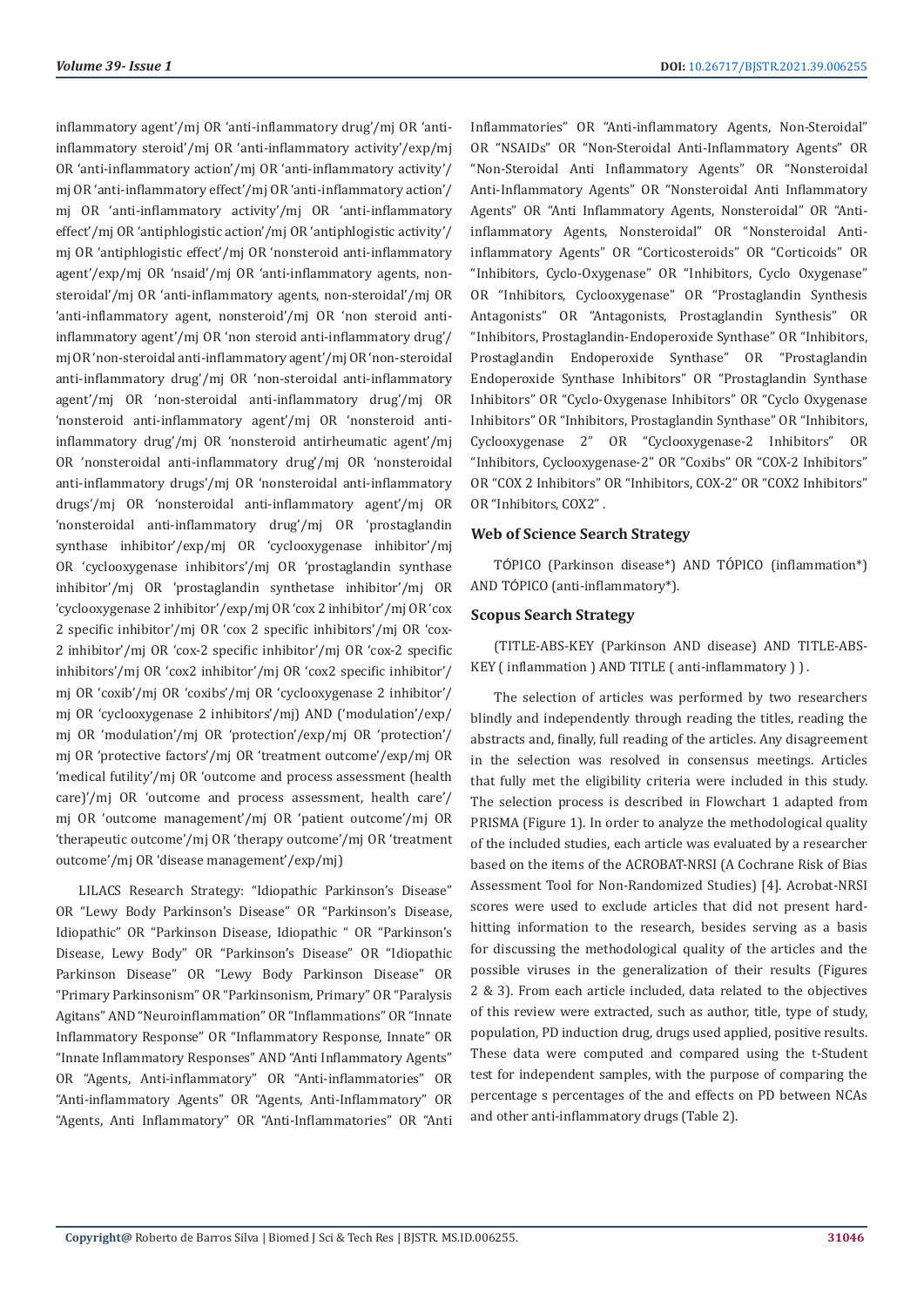inflammatory agent'/mj OR 'anti-inflammatory drug'/mj OR 'anti-inflammatory steroid'/mj OR 'anti-inflammatory activity'/exp/mj OR 'anti-inflammatory action'/mj OR 'anti-inflammatory activity'/mj OR 'anti-inflammatory effect'/mj OR 'anti-inflammatory action'/mj OR 'anti-inflammatory activity'/mj OR 'anti-inflammatory effect'/mj OR 'antiphlogistic action'/mj OR 'antiphlogistic activity'/mj OR 'antiphlogistic effect'/mj OR 'nonsteroid anti-inflammatory agent'/exp/mj OR 'nsaid'/mj OR 'anti-inflammatory agents, non-steroidal'/mj OR 'anti-inflammatory agents, non-steroidal'/mj OR 'anti-inflammatory agent, nonsteroid'/mj OR 'non steroid anti-inflammatory agent'/mj OR 'non steroid anti-inflammatory drug'/mj OR 'non-steroidal anti-inflammatory agent'/mj OR 'non-steroidal anti-inflammatory drug'/mj OR 'non-steroidal anti-inflammatory agent'/mj OR 'non-steroidal anti-inflammatory drug'/mj OR 'nonsteroid anti-inflammatory agent'/mj OR 'nonsteroid anti-inflammatory drug'/mj OR 'nonsteroid antirheumatic agent'/mj OR 'nonsteroidal anti-inflammatory drug'/mj OR 'nonsteroidal anti-inflammatory drugs'/mj OR 'nonsteroidal anti-inflammatory drugs'/mj OR 'nonsteroidal anti-inflammatory agent'/mj OR 'nonsteroidal anti-inflammatory drug'/mj OR 'prostaglandin synthase inhibitor'/exp/mj OR 'cyclooxygenase inhibitor'/mj OR 'cyclooxygenase inhibitors'/mj OR 'prostaglandin synthase inhibitor'/mj OR 'prostaglandin synthetase inhibitor'/mj OR 'cyclooxygenase 2 inhibitor'/exp/mj OR 'cox 2 inhibitor'/mj OR 'cox 2 specific inhibitor'/mj OR 'cox 2 specific inhibitors'/mj OR 'cox-2 inhibitor'/mj OR 'cox-2 specific inhibitor'/mj OR 'cox-2 specific inhibitors'/mj OR 'cox2 inhibitor'/mj OR 'cox2 specific inhibitor'/mj OR 'coxib'/mj OR 'coxibs'/mj OR 'cyclooxygenase 2 inhibitor'/mj OR 'cyclooxygenase 2 inhibitors'/mj) AND ('modulation'/exp/mj OR 'modulation'/mj OR 'protection'/exp/mj OR 'protection'/mj OR 'protective factors'/mj OR 'treatment outcome'/exp/mj OR 'medical futility'/mj OR 'outcome and process assessment (health care)'/mj OR 'outcome and process assessment, health care'/mj OR 'outcome management'/mj OR 'patient outcome'/mj OR 'therapeutic outcome'/mj OR 'therapy outcome'/mj OR 'treatment outcome'/mj OR 'disease management'/exp/mj)

LILACS Research Strategy: "Idiopathic Parkinson's Disease" OR "Lewy Body Parkinson's Disease" OR "Parkinson's Disease, Idiopathic" OR "Parkinson Disease, Idiopathic " OR "Parkinson's Disease, Lewy Body" OR "Parkinson's Disease" OR "Idiopathic Parkinson Disease" OR "Lewy Body Parkinson Disease" OR "Primary Parkinsonism" OR "Parkinsonism, Primary" OR "Paralysis Agitans" AND "Neuroinflammation" OR "Inflammations" OR "Innate Inflammatory Response" OR "Inflammatory Response, Innate" OR "Innate Inflammatory Responses" AND "Anti Inflammatory Agents" OR "Agents, Anti-inflammatory" OR "Anti-inflammatories" OR "Anti-inflammatory Agents" OR "Agents, Anti-Inflammatory" OR "Agents, Anti Inflammatory" OR "Anti-Inflammatories" OR "Anti Inflammatories" OR "Anti-inflammatory Agents, Non-Steroidal" OR "NSAIDs" OR "Non-Steroidal Anti-Inflammatory Agents" OR "Non-Steroidal Anti Inflammatory Agents" OR "Nonsteroidal Anti-Inflammatory Agents" OR "Nonsteroidal Anti Inflammatory Agents" OR "Anti Inflammatory Agents, Nonsteroidal" OR "Anti-inflammatory Agents, Nonsteroidal" OR "Nonsteroidal Anti-inflammatory Agents" OR "Corticosteroids" OR "Corticoids" OR "Inhibitors, Cyclo-Oxygenase" OR "Inhibitors, Cyclo Oxygenase" OR "Inhibitors, Cyclooxygenase" OR "Prostaglandin Synthesis Antagonists" OR "Antagonists, Prostaglandin Synthesis" OR "Inhibitors, Prostaglandin-Endoperoxide Synthase" OR "Inhibitors, Prostaglandin Endoperoxide Synthase" OR "Prostaglandin Endoperoxide Synthase Inhibitors" OR "Prostaglandin Synthase Inhibitors" OR "Cyclo-Oxygenase Inhibitors" OR "Cyclo Oxygenase Inhibitors" OR "Inhibitors, Prostaglandin Synthase" OR "Inhibitors, Cyclooxygenase 2" OR "Cyclooxygenase-2 Inhibitors" OR "Inhibitors, Cyclooxygenase-2" OR "Coxibs" OR "COX-2 Inhibitors" OR "COX 2 Inhibitors" OR "Inhibitors, COX-2" OR "COX2 Inhibitors" OR "Inhibitors, COX2" .

### Web of Science Search Strategy

TÓPICO (Parkinson disease*) AND TÓPICO (inflammation*) AND TÓPICO (anti-inflammatory*).

### Scopus Search Strategy

(TITLE-ABS-KEY (Parkinson AND disease) AND TITLE-ABS-KEY ( inflammation ) AND TITLE ( anti-inflammatory ) ) .

The selection of articles was performed by two researchers blindly and independently through reading the titles, reading the abstracts and, finally, full reading of the articles. Any disagreement in the selection was resolved in consensus meetings. Articles that fully met the eligibility criteria were included in this study. The selection process is described in Flowchart 1 adapted from PRISMA (Figure 1). In order to analyze the methodological quality of the included studies, each article was evaluated by a researcher based on the items of the ACROBAT-NRSI (A Cochrane Risk of Bias Assessment Tool for Non-Randomized Studies) [4]. Acrobat-NRSI scores were used to exclude articles that did not present hard-hitting information to the research, besides serving as a basis for discussing the methodological quality of the articles and the possible viruses in the generalization of their results (Figures 2 & 3). From each article included, data related to the objectives of this review were extracted, such as author, title, type of study, population, PD induction drug, drugs used applied, positive results. These data were computed and compared using the t-Student test for independent samples, with the purpose of comparing the percentage s percentages of the and effects on PD between NCAs and other anti-inflammatory drugs (Table 2).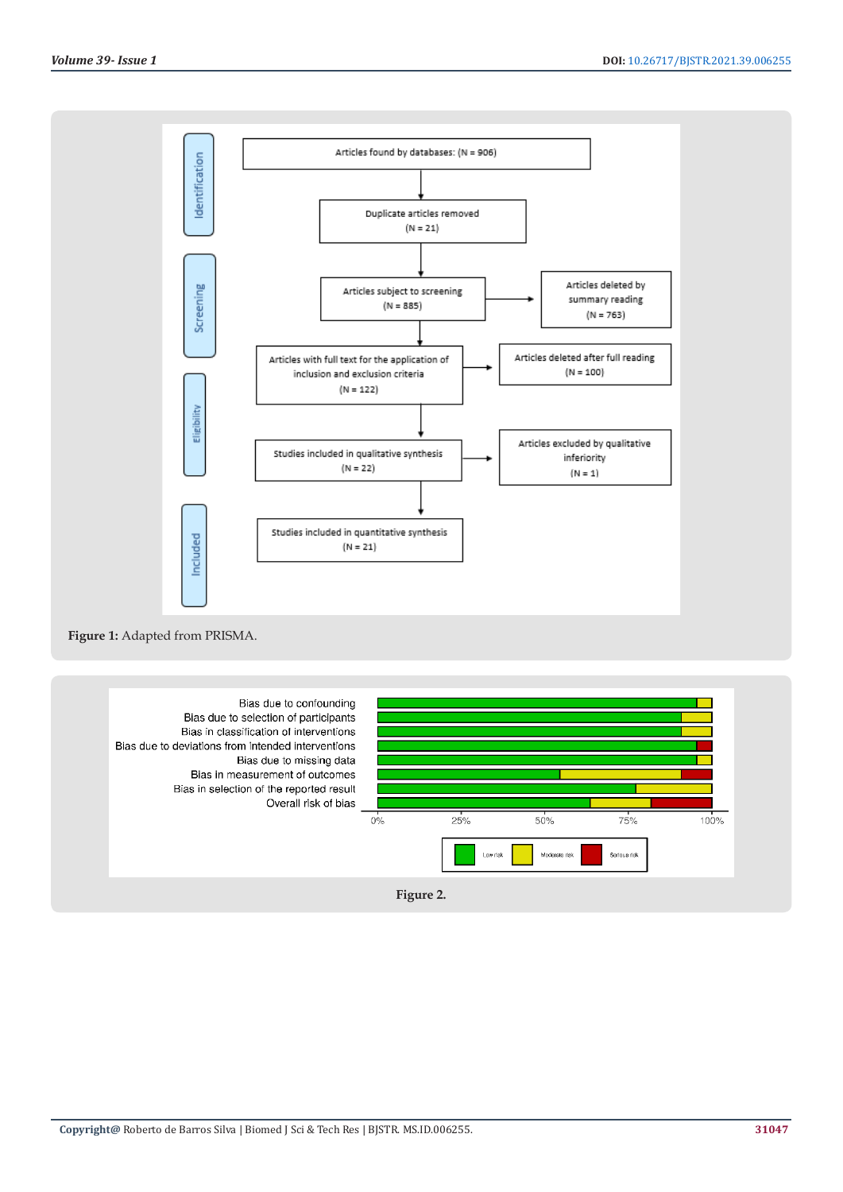| Stage | Flow | Excluded |
|---|---|---|
| Identification | Articles found by databases: (N = 906) | |
| Identification | Duplicate articles removed (N = 21) | |
| Screening | Articles subject to screening (N = 885) | Articles deleted by summary reading (N = 763) |
| Eligibility | Articles with full text for the application of inclusion and exclusion criteria (N = 122) | Articles deleted after full reading (N = 100) |
| Eligibility | Studies included in qualitative synthesis (N = 22) | Articles excluded by qualitative inferiority (N = 1) |
| Included | Studies included in quantitative synthesis (N = 21) | |

**Figure 1:** Adapted from PRISMA.

- Bias due to confounding
- Bias due to selection of participants
- Bias in classification of interventions
- Bias due to deviations from intended interventions
- Bias due to missing data
- Bias in measurement of outcomes
- Bias in selection of the reported result
- Overall risk of bias

0% 25% 50% 75% 100%

Low risk Moderate risk Serious risk

**Figure 2.**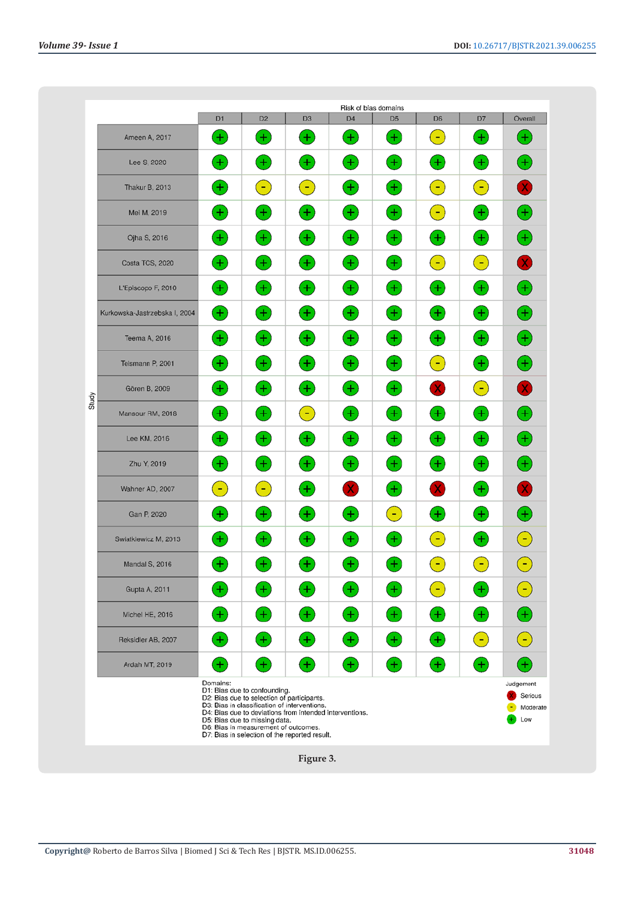Risk of bias domains

| Study | D1 | D2 | D3 | D4 | D5 | D6 | D7 | Overall |
|---|---|---|---|---|---|---|---|---|
| Ameen A, 2017 | + | + | + | + | + | - | + | + |
| Lee S, 2020 | + | + | + | + | + | + | + | + |
| Thakur B, 2013 | + | - | - | + | + | - | - | X |
| Mei M, 2019 | + | + | + | + | + | - | + | + |
| Ojha S, 2016 | + | + | + | + | + | + | + | + |
| Costa TCS, 2020 | + | + | + | + | + | - | - | X |
| L'Episcopo F, 2010 | + | + | + | + | + | + | + | + |
| Kurkowska-Jastrzebska I, 2004 | + | + | + | + | + | + | + | + |
| Teema A, 2016 | + | + | + | + | + | + | + | + |
| Teismann P, 2001 | + | + | + | + | + | - | + | + |
| Gören B, 2009 | + | + | + | + | + | X | - | X |
| Mansour RM, 2018 | + | + | - | + | + | + | + | + |
| Lee KM, 2016 | + | + | + | + | + | + | + | + |
| Zhu Y, 2019 | + | + | + | + | + | + | + | + |
| Wahner AD, 2007 | - | - | + | X | + | X | + | X |
| Gan P, 2020 | + | + | + | + | - | + | + | + |
| Swiatkiewicz M, 2013 | + | + | + | + | + | - | + | - |
| Mandal S, 2016 | + | + | + | + | + | - | - | - |
| Gupta A, 2011 | + | + | + | + | + | - | + | - |
| Michel HE, 2016 | + | + | + | + | + | + | + | + |
| Reksidler AB, 2007 | + | + | + | + | + | + | - | - |
| Ardah MT, 2019 | + | + | + | + | + | + | + | + |

Domains:
D1: Bias due to confounding.
D2: Bias due to selection of participants.
D3: Bias in classification of interventions.
D4: Bias due to deviations from intended interventions.
D5: Bias due to missing data.
D6: Bias in measurement of outcomes.
D7: Bias in selection of the reported result.

Judgement
X Serious
- Moderate
+ Low

Figure 3.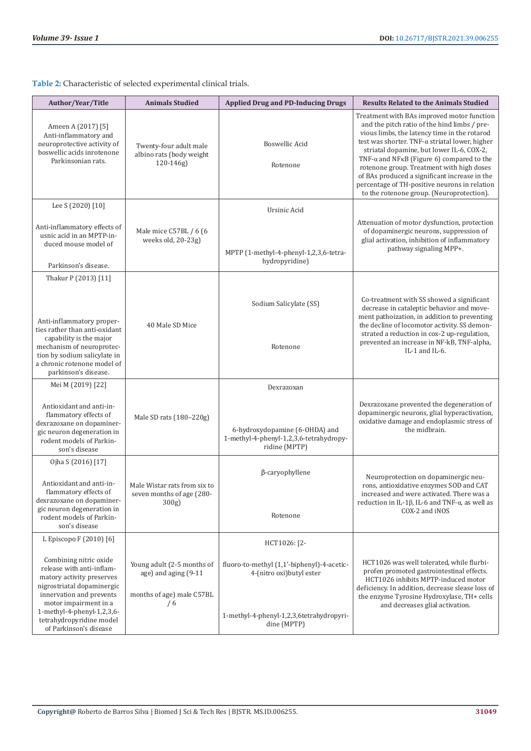**Table 2:** Characteristic of selected experimental clinical trials.

| Author/Year/Title | Animals Studied | Applied Drug and PD-Inducing Drugs | Results Related to the Animals Studied |
|---|---|---|---|
| Ameen A (2017) [5] Anti-inflammatory and neuroprotective activity of boswellic acids inrotenone Parkinsonian rats. | Twenty-four adult male albino rats (body weight 120-146g) | Boswellic Acid<br><br>Rotenone | Treatment with BAs improved motor function and the pitch ratio of the hind limbs / previous limbs, the latency time in the rotarod test was shorter. TNF-α striatal lower, higher striatal dopamine, but lower IL-6, COX-2, TNF-α and NFκB (Figure 6) compared to the rotenone group. Treatment with high doses of BAs produced a significant increase in the percentage of TH-positive neurons in relation to the rotenone group. (Neuroprotection). |
| Lee S (2020) [10]<br><br>Anti-inflammatory effects of usnic acid in an MPTP-induced mouse model of<br><br>Parkinson's disease. | Male mice C57BL / 6 (6 weeks old, 20-23g) | Ursinic Acid<br><br>MPTP (1-methyl-4-phenyl-1,2,3,6-tetrahydropyridine) | Attenuation of motor dysfunction, protection of dopaminergic neurons, suppression of glial activation, inhibition of inflammatory pathway signaling MPP+. |
| Thakur P (2013) [11]<br><br>Anti-inflammatory properties rather than anti-oxidant capability is the major mechanism of neuroprotection by sodium salicylate in a chronic rotenone model of parkinson's disease. | 40 Male SD Mice | Sodium Salicylate (SS)<br><br>Rotenone | Co-treatment with SS showed a significant decrease in cataleptic behavior and movement pathoization, in addition to preventing the decline of locomotor activity. SS demonstrated a reduction in cox-2 up-regulation, prevented an increase in NF-kB, TNF-alpha, IL-1 and IL-6. |
| Mei M (2019) [22]<br><br>Antioxidant and anti-inflammatory effects of dexrazoxane on dopaminergic neuron degeneration in rodent models of Parkinson's disease | Male SD rats (180–220g) | Dexrazoxan<br><br>6-hydroxydopamine (6-OHDA) and 1-methyl-4-phenyl-1,2,3,6-tetrahydropyridine (MPTP) | Dexrazoxane prevented the degeneration of dopaminergic neurons, glial hyperactivation, oxidative damage and endoplasmic stress of the midbrain. |
| Ojha S (2016) [17]<br><br>Antioxidant and anti-inflammatory effects of dexrazoxane on dopaminergic neuron degeneration in rodent models of Parkinson's disease | Male Wistar rats from six to seven months of age (280-300g) | β-caryophyllene<br><br>Rotenone | Neuroprotection on dopaminergic neurons, antioxidative enzymes SOD and CAT increased and were activated. There was a reduction in IL-1β, IL-6 and TNF-α, as well as COX-2 and iNOS |
| L Episcopo F (2010) [6]<br><br>Combining nitric oxide release with anti-inflammatory activity preserves nigrostriatal dopaminergic innervation and prevents motor impairment in a 1-methyl-4-phenyl-1,2,3,6-tetrahydropyridine model of Parkinson's disease | Young adult (2-5 months of age) and aging (9-11<br><br>months of age) male C57BL / 6 | HCT1026: [2-<br><br>fluoro-to-methyl (1,1'-biphenyl)-4-acetic-4-(nitro oxi)butyl ester<br><br>1-methyl-4-phenyl-1,2,3,6tetrahydropyridine (MPTP) | HCT1026 was well tolerated, while flurbiprofen promoted gastrointestinal effects. HCT1026 inhibits MPTP-induced motor deficiency. In addition, decrease slease loss of the enzyme Tyrosine Hydroxylase, TH+ cells and decreases glial activation. |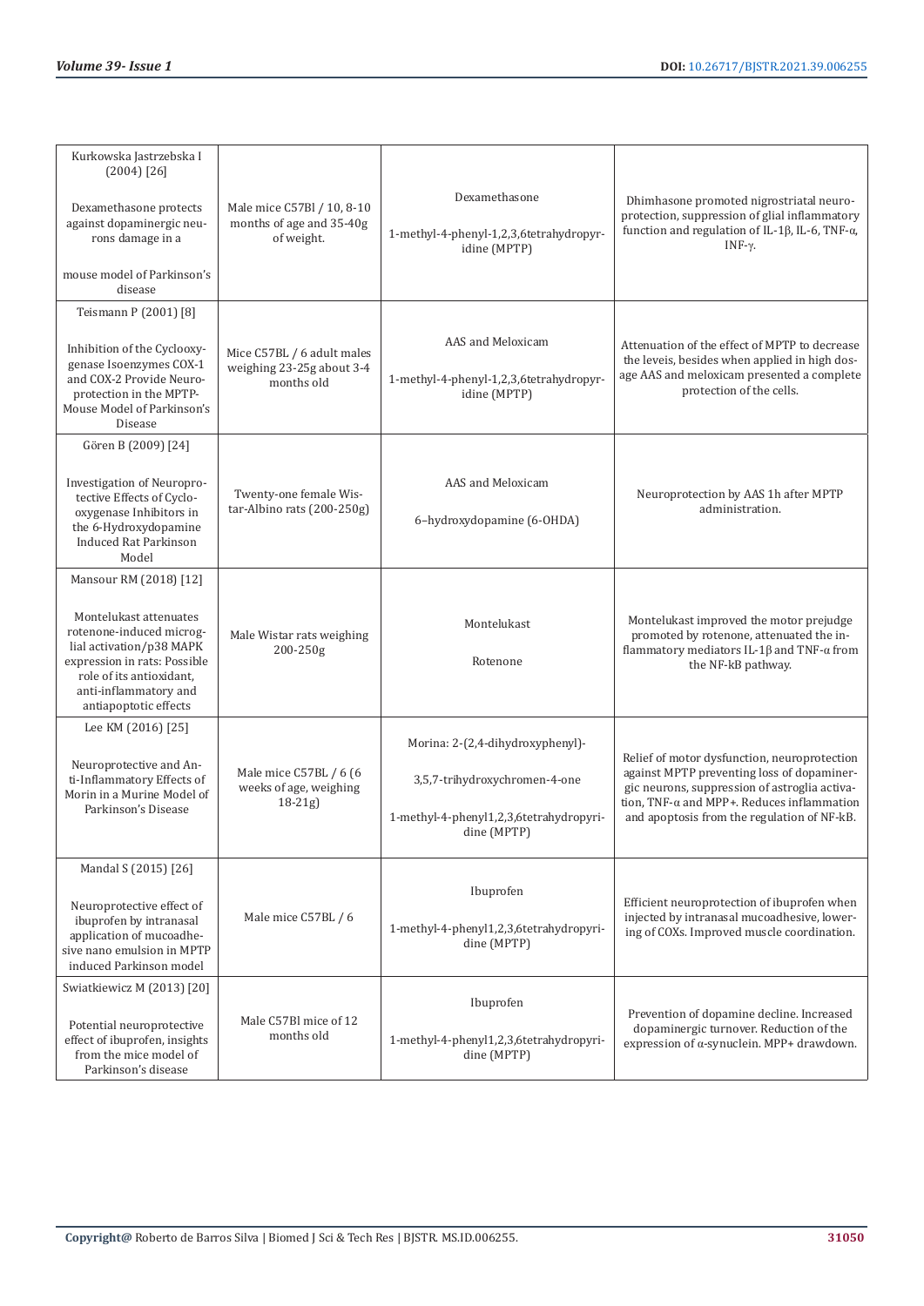| | | | |
|---|---|---|---|
| Kurkowska Jastrzebska I (2004) [26]<br><br>Dexamethasone protects against dopaminergic neurons damage in a<br><br>mouse model of Parkinson's disease | Male mice C57Bl / 10, 8-10 months of age and 35-40g of weight. | Dexamethasone<br><br>1-methyl-4-phenyl-1,2,3,6tetrahydropyridine (MPTP) | Dhimhasone promoted nigrostriatal neuroprotection, suppression of glial inflammatory function and regulation of IL-1β, IL-6, TNF-α, INF-γ. |
| Teismann P (2001) [8]<br><br>Inhibition of the Cyclooxygenase Isoenzymes COX-1 and COX-2 Provide Neuroprotection in the MPTP-Mouse Model of Parkinson's Disease | Mice C57BL / 6 adult males weighing 23-25g about 3-4 months old | AAS and Meloxicam<br><br>1-methyl-4-phenyl-1,2,3,6tetrahydropyridine (MPTP) | Attenuation of the effect of MPTP to decrease the leveis, besides when applied in high dosage AAS and meloxicam presented a complete protection of the cells. |
| Gören B (2009) [24]<br><br>Investigation of Neuroprotective Effects of Cyclooxygenase Inhibitors in the 6-Hydroxydopamine Induced Rat Parkinson Model | Twenty-one female Wistar-Albino rats (200-250g) | AAS and Meloxicam<br><br>6–hydroxydopamine (6-OHDA) | Neuroprotection by AAS 1h after MPTP administration. |
| Mansour RM (2018) [12]<br><br>Montelukast attenuates rotenone-induced microglial activation/p38 MAPK expression in rats: Possible role of its antioxidant, anti-inflammatory and antiapoptotic effects | Male Wistar rats weighing 200-250g | Montelukast<br><br>Rotenone | Montelukast improved the motor prejudge promoted by rotenone, attenuated the inflammatory mediators IL-1β and TNF-α from the NF-kB pathway. |
| Lee KM (2016) [25]<br><br>Neuroprotective and Anti-Inflammatory Effects of Morin in a Murine Model of Parkinson's Disease | Male mice C57BL / 6 (6 weeks of age, weighing 18-21g) | Morina: 2-(2,4-dihydroxyphenyl)-<br><br>3,5,7-trihydroxychromen-4-one<br><br>1-methyl-4-phenyl1,2,3,6tetrahydropyridine (MPTP) | Relief of motor dysfunction, neuroprotection against MPTP preventing loss of dopaminergic neurons, suppression of astroglia activation, TNF-α and MPP+. Reduces inflammation and apoptosis from the regulation of NF-kB. |
| Mandal S (2015) [26]<br><br>Neuroprotective effect of ibuprofen by intranasal application of mucoadhesive nano emulsion in MPTP induced Parkinson model | Male mice C57BL / 6 | Ibuprofen<br><br>1-methyl-4-phenyl1,2,3,6tetrahydropyridine (MPTP) | Efficient neuroprotection of ibuprofen when injected by intranasal mucoadhesive, lowering of COXs. Improved muscle coordination. |
| Swiatkiewicz M (2013) [20]<br><br>Potential neuroprotective effect of ibuprofen, insights from the mice model of Parkinson's disease | Male C57Bl mice of 12 months old | Ibuprofen<br><br>1-methyl-4-phenyl1,2,3,6tetrahydropyridine (MPTP) | Prevention of dopamine decline. Increased dopaminergic turnover. Reduction of the expression of α-synuclein. MPP+ drawdown. |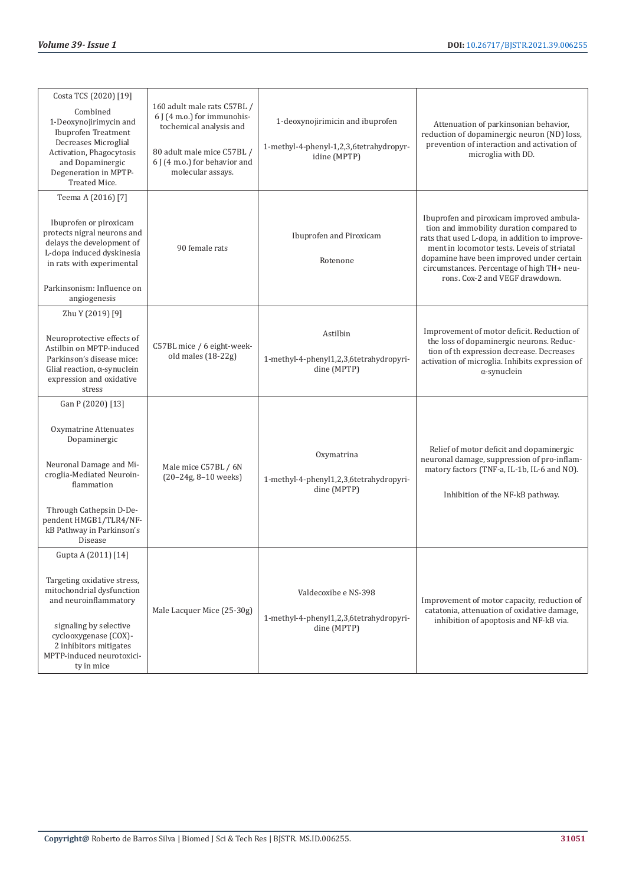| Costa TCS (2020) [19] Combined 1-Deoxynojirimycin and Ibuprofen Treatment Decreases Microglial Activation, Phagocytosis and Dopaminergic Degeneration in MPTP-Treated Mice. | 160 adult male rats C57BL / 6 J (4 m.o.) for immunohistochemical analysis and 80 adult male mice C57BL / 6 J (4 m.o.) for behavior and molecular assays. | 1-deoxynojirimicin and ibuprofen 1-methyl-4-phenyl-1,2,3,6tetrahydropyridine (MPTP) | Attenuation of parkinsonian behavior, reduction of dopaminergic neuron (ND) loss, prevention of interaction and activation of microglia with DD. |
|---|---|---|---|
| Teema A (2016) [7] Ibuprofen or piroxicam protects nigral neurons and delays the development of L-dopa induced dyskinesia in rats with experimental Parkinsonism: Influence on angiogenesis | 90 female rats | Ibuprofen and Piroxicam Rotenone | Ibuprofen and piroxicam improved ambulation and immobility duration compared to rats that used L-dopa, in addition to improvement in locomotor tests. Leveis of striatal dopamine have been improved under certain circumstances. Percentage of high TH+ neurons. Cox-2 and VEGF drawdown. |
| Zhu Y (2019) [9] Neuroprotective effects of Astilbin on MPTP-induced Parkinson's disease mice: Glial reaction, α-synuclein expression and oxidative stress | C57BL mice / 6 eight-week-old males (18-22g) | Astilbin 1-methyl-4-phenyl1,2,3,6tetrahydropyridine (MPTP) | Improvement of motor deficit. Reduction of the loss of dopaminergic neurons. Reduction of th expression decrease. Decreases activation of microglia. Inhibits expression of α-synuclein |
| Gan P (2020) [13] Oxymatrine Attenuates Dopaminergic Neuronal Damage and Microglia-Mediated Neuroinflammation Through Cathepsin D-Dependent HMGB1/TLR4/NF-kB Pathway in Parkinson's Disease | Male mice C57BL / 6N (20–24g, 8–10 weeks) | Oxymatrina 1-methyl-4-phenyl1,2,3,6tetrahydropyridine (MPTP) | Relief of motor deficit and dopaminergic neuronal damage, suppression of pro-inflammatory factors (TNF-a, IL-1b, IL-6 and NO). Inhibition of the NF-kB pathway. |
| Gupta A (2011) [14] Targeting oxidative stress, mitochondrial dysfunction and neuroinflammatory signaling by selective cyclooxygenase (COX)-2 inhibitors mitigates MPTP-induced neurotoxicity in mice | Male Lacquer Mice (25-30g) | Valdecoxibe e NS-398 1-methyl-4-phenyl1,2,3,6tetrahydropyridine (MPTP) | Improvement of motor capacity, reduction of catatonia, attenuation of oxidative damage, inhibition of apoptosis and NF-kB via. |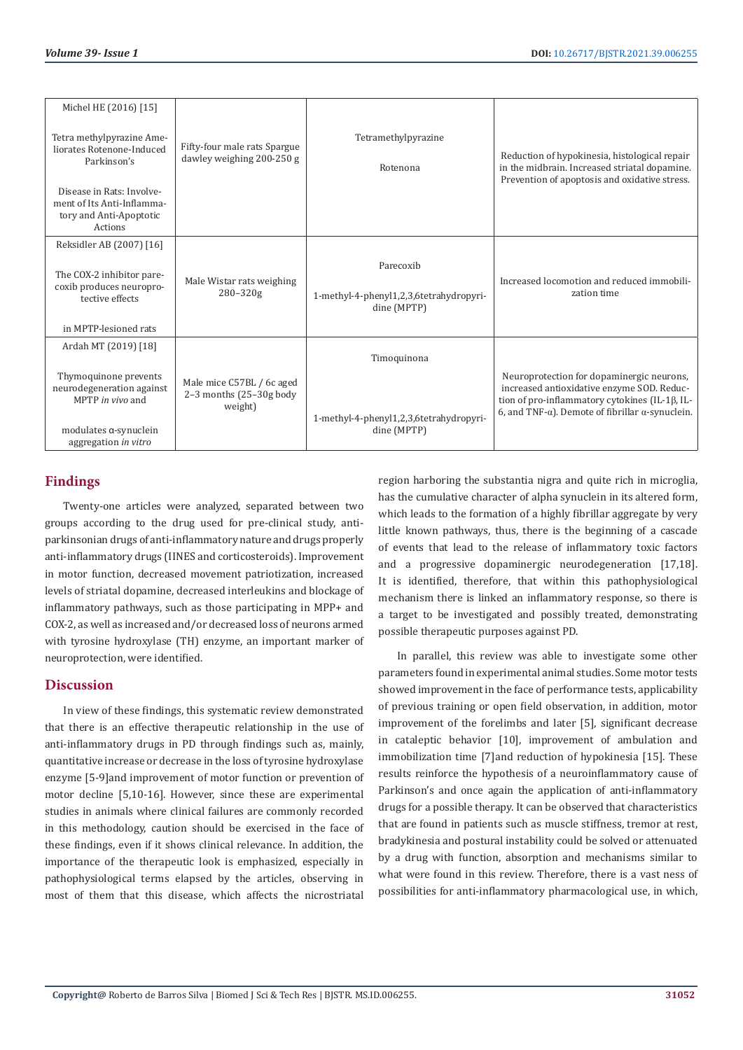| | | | |
|---|---|---|---|
| Michel HE (2016) [15] Tetra methylpyrazine Ameliorates Rotenone-Induced Parkinson's Disease in Rats: Involvement of Its Anti-Inflammatory and Anti-Apoptotic Actions | Fifty-four male rats Spargue dawley weighing 200-250 g | Tetramethylpyrazine Rotenona | Reduction of hypokinesia, histological repair in the midbrain. Increased striatal dopamine. Prevention of apoptosis and oxidative stress. |
| Reksidler AB (2007) [16] The COX-2 inhibitor parecoxib produces neuroprotective effects in MPTP-lesioned rats | Male Wistar rats weighing 280–320g | Parecoxib 1-methyl-4-phenyl1,2,3,6tetrahydropyridine (MPTP) | Increased locomotion and reduced immobilization time |
| Ardah MT (2019) [18] Thymoquinone prevents neurodegeneration against MPTP *in vivo* and modulates α-synuclein aggregation *in vitro* | Male mice C57BL / 6c aged 2–3 months (25–30g body weight) | Timoquinona 1-methyl-4-phenyl1,2,3,6tetrahydropyridine (MPTP) | Neuroprotection for dopaminergic neurons, increased antioxidative enzyme SOD. Reduction of pro-inflammatory cytokines (IL-1β, IL-6, and TNF-α). Demote of fibrillar α-synuclein. |

## Findings

Twenty-one articles were analyzed, separated between two groups according to the drug used for pre-clinical study, antiparkinsonian drugs of anti-inflammatory nature and drugs properly anti-inflammatory drugs (IINES and corticosteroids). Improvement in motor function, decreased movement patriotization, increased levels of striatal dopamine, decreased interleukins and blockage of inflammatory pathways, such as those participating in MPP+ and COX-2, as well as increased and/or decreased loss of neurons armed with tyrosine hydroxylase (TH) enzyme, an important marker of neuroprotection, were identified.

## Discussion

In view of these findings, this systematic review demonstrated that there is an effective therapeutic relationship in the use of anti-inflammatory drugs in PD through findings such as, mainly, quantitative increase or decrease in the loss of tyrosine hydroxylase enzyme [5-9]and improvement of motor function or prevention of motor decline [5,10-16]. However, since these are experimental studies in animals where clinical failures are commonly recorded in this methodology, caution should be exercised in the face of these findings, even if it shows clinical relevance. In addition, the importance of the therapeutic look is emphasized, especially in pathophysiological terms elapsed by the articles, observing in most of them that this disease, which affects the nicrostriatal region harboring the substantia nigra and quite rich in microglia, has the cumulative character of alpha synuclein in its altered form, which leads to the formation of a highly fibrillar aggregate by very little known pathways, thus, there is the beginning of a cascade of events that lead to the release of inflammatory toxic factors and a progressive dopaminergic neurodegeneration [17,18]. It is identified, therefore, that within this pathophysiological mechanism there is linked an inflammatory response, so there is a target to be investigated and possibly treated, demonstrating possible therapeutic purposes against PD.

In parallel, this review was able to investigate some other parameters found in experimental animal studies. Some motor tests showed improvement in the face of performance tests, applicability of previous training or open field observation, in addition, motor improvement of the forelimbs and later [5], significant decrease in cataleptic behavior [10], improvement of ambulation and immobilization time [7]and reduction of hypokinesia [15]. These results reinforce the hypothesis of a neuroinflammatory cause of Parkinson's and once again the application of anti-inflammatory drugs for a possible therapy. It can be observed that characteristics that are found in patients such as muscle stiffness, tremor at rest, bradykinesia and postural instability could be solved or attenuated by a drug with function, absorption and mechanisms similar to what were found in this review. Therefore, there is a vast ness of possibilities for anti-inflammatory pharmacological use, in which,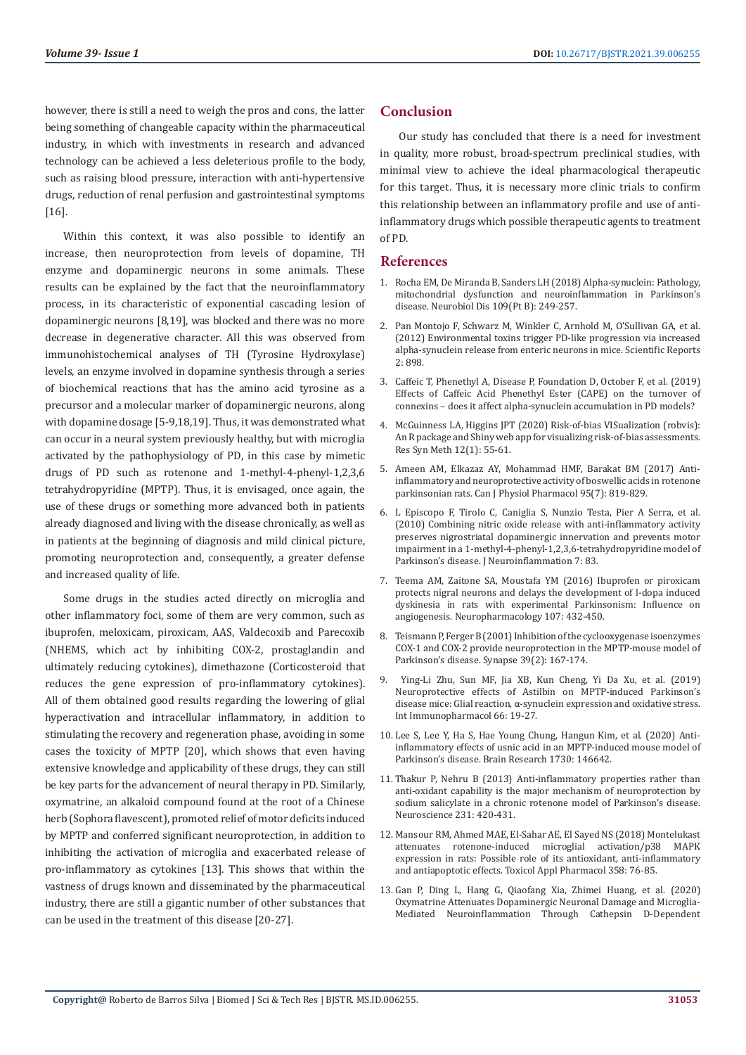however, there is still a need to weigh the pros and cons, the latter being something of changeable capacity within the pharmaceutical industry, in which with investments in research and advanced technology can be achieved a less deleterious profile to the body, such as raising blood pressure, interaction with anti-hypertensive drugs, reduction of renal perfusion and gastrointestinal symptoms [16].

Within this context, it was also possible to identify an increase, then neuroprotection from levels of dopamine, TH enzyme and dopaminergic neurons in some animals. These results can be explained by the fact that the neuroinflammatory process, in its characteristic of exponential cascading lesion of dopaminergic neurons [8,19], was blocked and there was no more decrease in degenerative character. All this was observed from immunohistochemical analyses of TH (Tyrosine Hydroxylase) levels, an enzyme involved in dopamine synthesis through a series of biochemical reactions that has the amino acid tyrosine as a precursor and a molecular marker of dopaminergic neurons, along with dopamine dosage [5-9,18,19]. Thus, it was demonstrated what can occur in a neural system previously healthy, but with microglia activated by the pathophysiology of PD, in this case by mimetic drugs of PD such as rotenone and 1-methyl-4-phenyl-1,2,3,6 tetrahydropyridine (MPTP). Thus, it is envisaged, once again, the use of these drugs or something more advanced both in patients already diagnosed and living with the disease chronically, as well as in patients at the beginning of diagnosis and mild clinical picture, promoting neuroprotection and, consequently, a greater defense and increased quality of life.

Some drugs in the studies acted directly on microglia and other inflammatory foci, some of them are very common, such as ibuprofen, meloxicam, piroxicam, AAS, Valdecoxib and Parecoxib (NHEMS, which act by inhibiting COX-2, prostaglandin and ultimately reducing cytokines), dimethazone (Corticosteroid that reduces the gene expression of pro-inflammatory cytokines). All of them obtained good results regarding the lowering of glial hyperactivation and intracellular inflammatory, in addition to stimulating the recovery and regeneration phase, avoiding in some cases the toxicity of MPTP [20], which shows that even having extensive knowledge and applicability of these drugs, they can still be key parts for the advancement of neural therapy in PD. Similarly, oxymatrine, an alkaloid compound found at the root of a Chinese herb (Sophora flavescent), promoted relief of motor deficits induced by MPTP and conferred significant neuroprotection, in addition to inhibiting the activation of microglia and exacerbated release of pro-inflammatory as cytokines [13]. This shows that within the vastness of drugs known and disseminated by the pharmaceutical industry, there are still a gigantic number of other substances that can be used in the treatment of this disease [20-27].

## Conclusion

Our study has concluded that there is a need for investment in quality, more robust, broad-spectrum preclinical studies, with minimal view to achieve the ideal pharmacological therapeutic for this target. Thus, it is necessary more clinic trials to confirm this relationship between an inflammatory profile and use of anti-inflammatory drugs which possible therapeutic agents to treatment of PD.

## References

1. Rocha EM, De Miranda B, Sanders LH (2018) Alpha-synuclein: Pathology, mitochondrial dysfunction and neuroinflammation in Parkinson's disease. Neurobiol Dis 109(Pt B): 249-257.
2. Pan Montojo F, Schwarz M, Winkler C, Arnhold M, O'Sullivan GA, et al. (2012) Environmental toxins trigger PD-like progression via increased alpha-synuclein release from enteric neurons in mice. Scientific Reports 2: 898.
3. Caffeic T, Phenethyl A, Disease P, Foundation D, October F, et al. (2019) Effects of Caffeic Acid Phenethyl Ester (CAPE) on the turnover of connexins – does it affect alpha-synuclein accumulation in PD models?
4. McGuinness LA, Higgins JPT (2020) Risk-of-bias VISualization (robvis): An R package and Shiny web app for visualizing risk-of-bias assessments. Res Syn Meth 12(1): 55-61.
5. Ameen AM, Elkazaz AY, Mohammad HMF, Barakat BM (2017) Anti-inflammatory and neuroprotective activity of boswellic acids in rotenone parkinsonian rats. Can J Physiol Pharmacol 95(7): 819-829.
6. L Episcopo F, Tirolo C, Caniglia S, Nunzio Testa, Pier A Serra, et al. (2010) Combining nitric oxide release with anti-inflammatory activity preserves nigrostriatal dopaminergic innervation and prevents motor impairment in a 1-methyl-4-phenyl-1,2,3,6-tetrahydropyridine model of Parkinson's disease. J Neuroinflammation 7: 83.
7. Teema AM, Zaitone SA, Moustafa YM (2016) Ibuprofen or piroxicam protects nigral neurons and delays the development of l-dopa induced dyskinesia in rats with experimental Parkinsonism: Influence on angiogenesis. Neuropharmacology 107: 432-450.
8. Teismann P, Ferger B (2001) Inhibition of the cyclooxygenase isoenzymes COX-1 and COX-2 provide neuroprotection in the MPTP-mouse model of Parkinson's disease. Synapse 39(2): 167-174.
9. Ying-Li Zhu, Sun MF, Jia XB, Kun Cheng, Yi Da Xu, et al. (2019) Neuroprotective effects of Astilbin on MPTP-induced Parkinson's disease mice: Glial reaction, α-synuclein expression and oxidative stress. Int Immunopharmacol 66: 19-27.
10. Lee S, Lee Y, Ha S, Hae Young Chung, Hangun Kim, et al. (2020) Anti-inflammatory effects of usnic acid in an MPTP-induced mouse model of Parkinson's disease. Brain Research 1730: 146642.
11. Thakur P, Nehru B (2013) Anti-inflammatory properties rather than anti-oxidant capability is the major mechanism of neuroprotection by sodium salicylate in a chronic rotenone model of Parkinson's disease. Neuroscience 231: 420-431.
12. Mansour RM, Ahmed MAE, El-Sahar AE, El Sayed NS (2018) Montelukast attenuates rotenone-induced microglial activation/p38 MAPK expression in rats: Possible role of its antioxidant, anti-inflammatory and antiapoptotic effects. Toxicol Appl Pharmacol 358: 76-85.
13. Gan P, Ding L, Hang G, Qiaofang Xia, Zhimei Huang, et al. (2020) Oxymatrine Attenuates Dopaminergic Neuronal Damage and Microglia-Mediated Neuroinflammation Through Cathepsin D-Dependent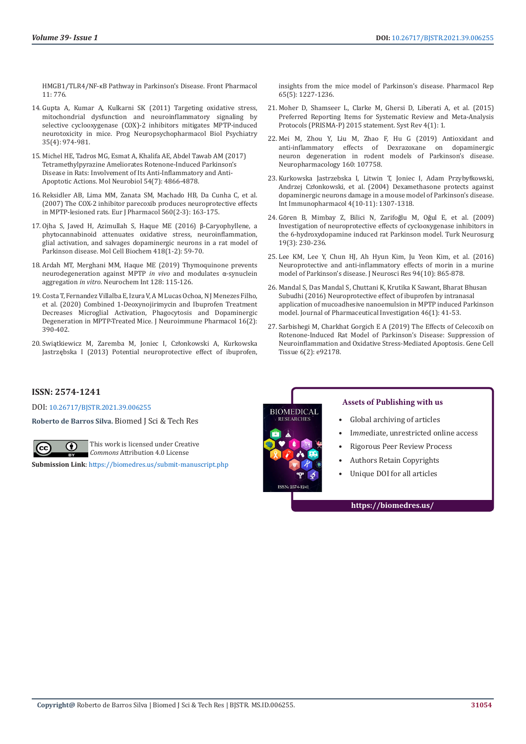HMGB1/TLR4/NF-κB Pathway in Parkinson's Disease. Front Pharmacol 11: 776.

14. Gupta A, Kumar A, Kulkarni SK (2011) Targeting oxidative stress, mitochondrial dysfunction and neuroinflammatory signaling by selective cyclooxygenase (COX)-2 inhibitors mitigates MPTP-induced neurotoxicity in mice. Prog Neuropsychopharmacol Biol Psychiatry 35(4): 974-981.
15. Michel HE, Tadros MG, Esmat A, Khalifa AE, Abdel Tawab AM (2017) Tetramethylpyrazine Ameliorates Rotenone-Induced Parkinson's Disease in Rats: Involvement of Its Anti-Inflammatory and Anti-Apoptotic Actions. Mol Neurobiol 54(7): 4866-4878.
16. Reksidler AB, Lima MM, Zanata SM, Machado HB, Da Cunha C, et al. (2007) The COX-2 inhibitor parecoxib produces neuroprotective effects in MPTP-lesioned rats. Eur J Pharmacol 560(2-3): 163-175.
17. Ojha S, Javed H, Azimullah S, Haque ME (2016) β-Caryophyllene, a phytocannabinoid attenuates oxidative stress, neuroinflammation, glial activation, and salvages dopaminergic neurons in a rat model of Parkinson disease. Mol Cell Biochem 418(1-2): 59-70.
18. Ardah MT, Merghani MM, Haque ME (2019) Thymoquinone prevents neurodegeneration against MPTP *in vivo* and modulates α-synuclein aggregation *in vitro*. Neurochem Int 128: 115-126.
19. Costa T, Fernandez Villalba E, Izura V, A M Lucas Ochoa, N J Menezes Filho, et al. (2020) Combined 1-Deoxynojirimycin and Ibuprofen Treatment Decreases Microglial Activation, Phagocytosis and Dopaminergic Degeneration in MPTP-Treated Mice. J Neuroimmune Pharmacol 16(2): 390-402.
20. Swiątkiewicz M, Zaremba M, Joniec I, Członkowski A, Kurkowska Jastrzębska I (2013) Potential neuroprotective effect of ibuprofen, insights from the mice model of Parkinson's disease. Pharmacol Rep 65(5): 1227-1236.
21. Moher D, Shamseer L, Clarke M, Ghersi D, Liberati A, et al. (2015) Preferred Reporting Items for Systematic Review and Meta-Analysis Protocols (PRISMA-P) 2015 statement. Syst Rev 4(1): 1.
22. Mei M, Zhou Y, Liu M, Zhao F, Hu G (2019) Antioxidant and anti-inflammatory effects of Dexrazoxane on dopaminergic neuron degeneration in rodent models of Parkinson's disease. Neuropharmacology 160: 107758.
23. Kurkowska Jastrzebska I, Litwin T, Joniec I, Adam Przybyłkowski, Andrzej Członkowski, et al. (2004) Dexamethasone protects against dopaminergic neurons damage in a mouse model of Parkinson's disease. Int Immunopharmacol 4(10-11): 1307-1318.
24. Gören B, Mimbay Z, Bilici N, Zarifoğlu M, Oğul E, et al. (2009) Investigation of neuroprotective effects of cyclooxygenase inhibitors in the 6-hydroxydopamine induced rat Parkinson model. Turk Neurosurg 19(3): 230-236.
25. Lee KM, Lee Y, Chun HJ, Ah Hyun Kim, Ju Yeon Kim, et al. (2016) Neuroprotective and anti-inflammatory effects of morin in a murine model of Parkinson's disease. J Neurosci Res 94(10): 865-878.
26. Mandal S, Das Mandal S, Chuttani K, Krutika K Sawant, Bharat Bhusan Subudhi (2016) Neuroprotective effect of ibuprofen by intranasal application of mucoadhesive nanoemulsion in MPTP induced Parkinson model. Journal of Pharmaceutical Investigation 46(1): 41-53.
27. Sarbishegi M, Charkhat Gorgich E A (2019) The Effects of Celecoxib on Rotenone-Induced Rat Model of Parkinson's Disease: Suppression of Neuroinflammation and Oxidative Stress-Mediated Apoptosis. Gene Cell Tissue 6(2): e92178.

**ISSN: 2574-1241**

DOI: 10.26717/BJSTR.2021.39.006255

**Roberto de Barros Silva**. Biomed J Sci & Tech Res

This work is licensed under Creative *Commons* Attribution 4.0 License

**Submission Link**: https://biomedres.us/submit-manuscript.php

BIOMEDICAL RESEARCHES

ISSN: 2574-1241

**Assets of Publishing with us**

- Global archiving of articles
- Immediate, unrestricted online access
- Rigorous Peer Review Process
- Authors Retain Copyrights
- Unique DOI for all articles

**https://biomedres.us/**